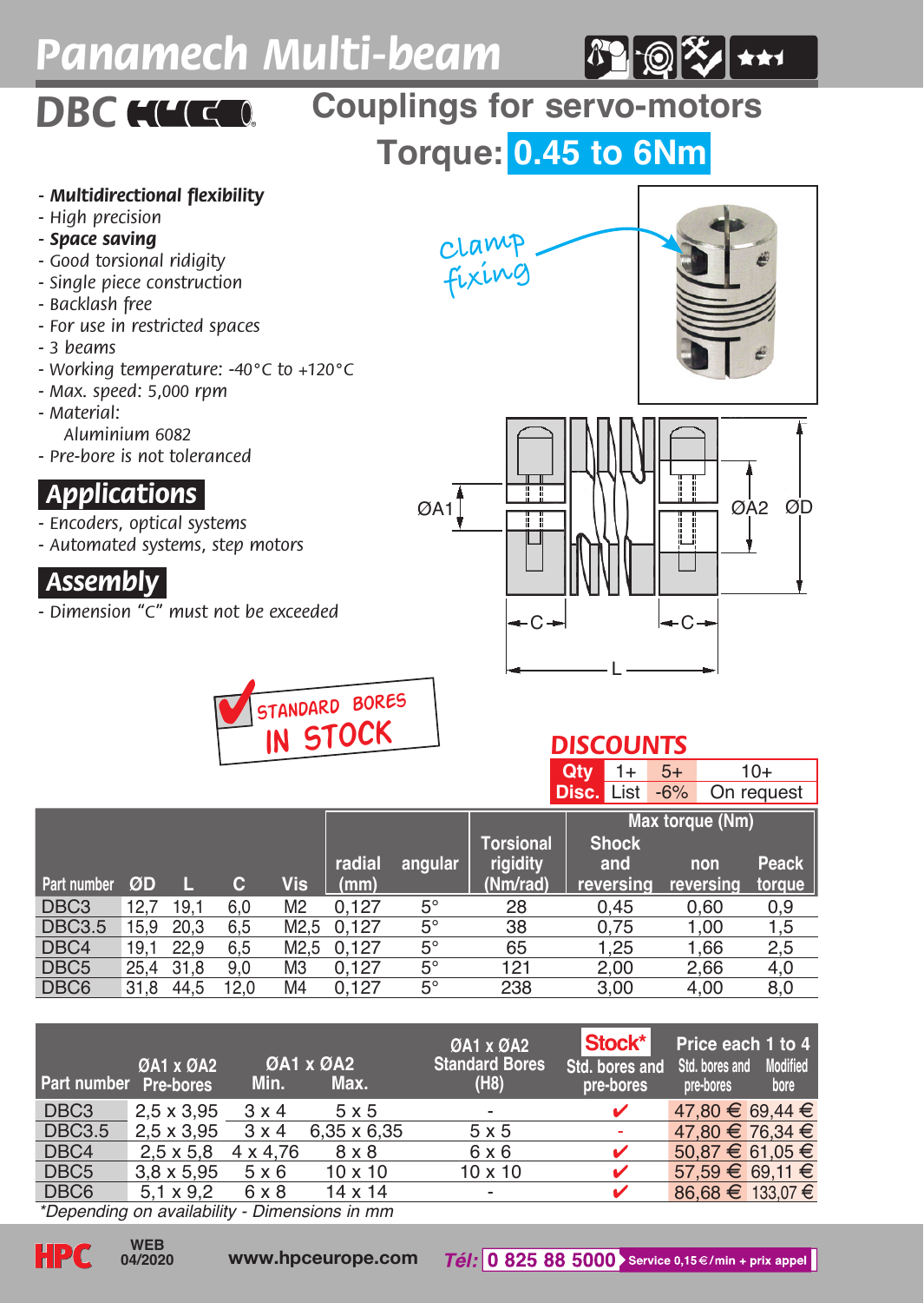# Panamech Multi-beam

## DBC Couplings for servo-motors

## Torque: 0.45 to 6Nm

- ***Multidirectional flexibility***
- *High precision*
- ***Space saving***
- *Good torsional ridigity*
- *Single piece construction*
- *Backlash free*
- *For use in restricted spaces*
- *3 beams*
- *Working temperature: -40°C to +120°C*
- *Max. speed: 5,000 rpm*
- *Material:*
  *Aluminium 6082*
- *Pre-bore is not toleranced*

Clamp fixing

## Applications

- *Encoders, optical systems*
- *Automated systems, step motors*

## Assembly

- *Dimension "C" must not be exceeded*

ØA1 ØA2 ØD C C L

STANDARD BORES IN STOCK

### DISCOUNTS

| Qty | 1+ | 5+ | 10+ |
|---|---|---|---|
| Disc. | List | -6% | On request |

| Part number | ØD | L | C | Vis | radial (mm) | angular | Torsional rigidity (Nm/rad) | Max torque (Nm) Shock and reversing | non reversing | Peack torque |
|---|---|---|---|---|---|---|---|---|---|---|
| DBC3 | 12,7 | 19,1 | 6,0 | M2 | 0,127 | 5° | 28 | 0,45 | 0,60 | 0,9 |
| DBC3.5 | 15,9 | 20,3 | 6,5 | M2,5 | 0,127 | 5° | 38 | 0,75 | 1,00 | 1,5 |
| DBC4 | 19,1 | 22,9 | 6,5 | M2,5 | 0,127 | 5° | 65 | 1,25 | 1,66 | 2,5 |
| DBC5 | 25,4 | 31,8 | 9,0 | M3 | 0,127 | 5° | 121 | 2,00 | 2,66 | 4,0 |
| DBC6 | 31,8 | 44,5 | 12,0 | M4 | 0,127 | 5° | 238 | 3,00 | 4,00 | 8,0 |

| Part number | ØA1 x ØA2 Pre-bores | ØA1 x ØA2 Min. | ØA1 x ØA2 Max. | ØA1 x ØA2 Standard Bores (H8) | Stock* Std. bores and pre-bores | Price each 1 to 4 Std. bores and pre-bores | Modified bore |
|---|---|---|---|---|---|---|---|
| DBC3 | 2,5 x 3,95 | 3 x 4 | 5 x 5 | - | ✔ | 47,80 € | 69,44 € |
| DBC3.5 | 2,5 x 3,95 | 3 x 4 | 6,35 x 6,35 | 5 x 5 | - | 47,80 € | 76,34 € |
| DBC4 | 2,5 x 5,8 | 4 x 4,76 | 8 x 8 | 6 x 6 | ✔ | 50,87 € | 61,05 € |
| DBC5 | 3,8 x 5,95 | 5 x 6 | 10 x 10 | 10 x 10 | ✔ | 57,59 € | 69,11 € |
| DBC6 | 5,1 x 9,2 | 6 x 8 | 14 x 14 | - | ✔ | 86,68 € | 133,07 € |

*\*Depending on availability - Dimensions in mm*

HPC WEB 04/2020 www.hpceurope.com Tél: 0 825 88 5000 Service 0,15 €/min + prix appel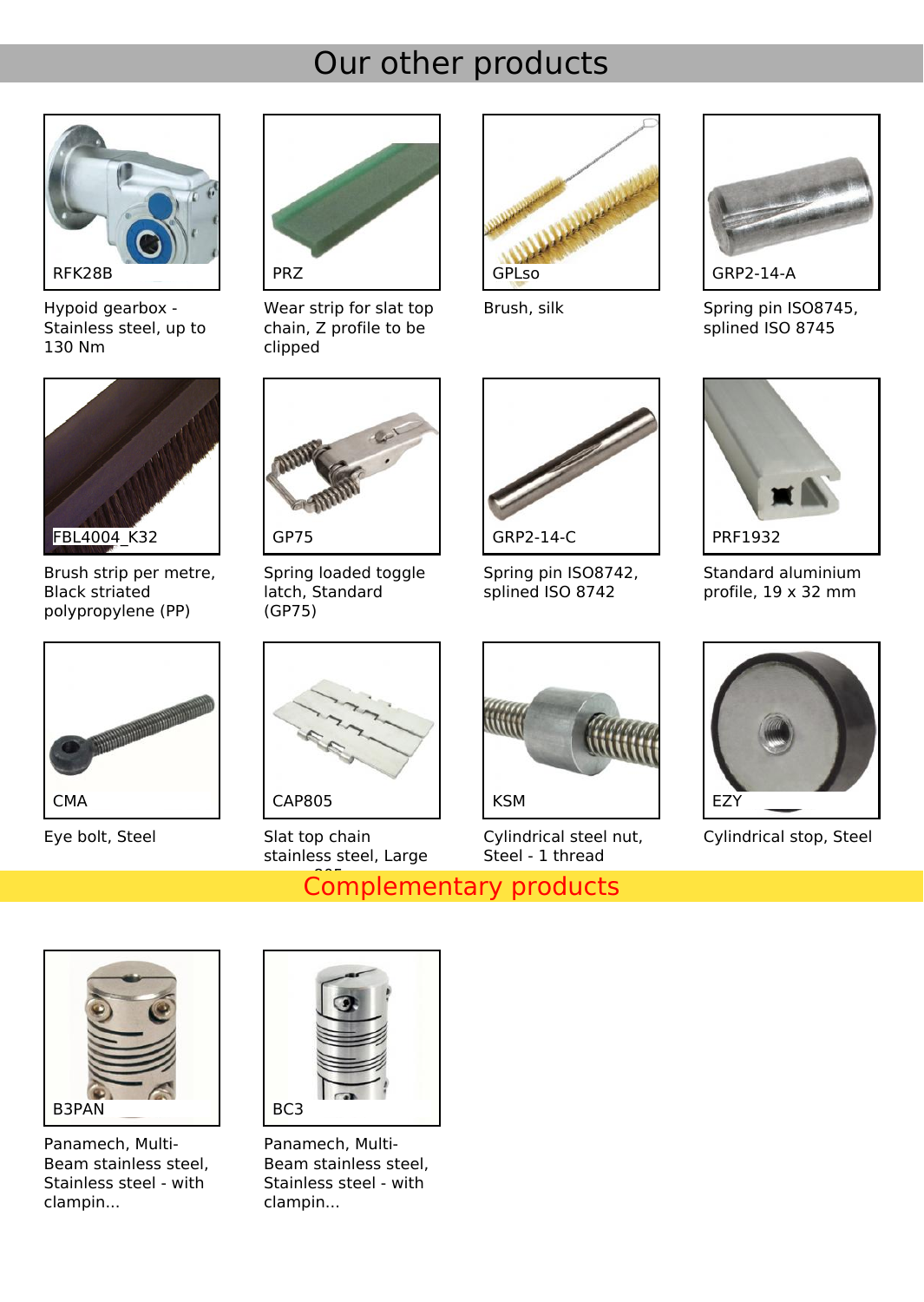# Our other products

RFK28B

Hypoid gearbox - Stainless steel, up to 130 Nm

PRZ

Wear strip for slat top chain, Z profile to be clipped

GPLso

Brush, silk

GRP2-14-A

Spring pin ISO8745, splined ISO 8745

FBL4004_K32

Brush strip per metre, Black striated polypropylene (PP)

GP75

Spring loaded toggle latch, Standard (GP75)

GRP2-14-C

Spring pin ISO8742, splined ISO 8742

PRF1932

Standard aluminium profile, 19 x 32 mm

CMA

Eye bolt, Steel

CAP805

Slat top chain stainless steel, Large 805

KSM

Cylindrical steel nut, Steel - 1 thread

EZY

Cylindrical stop, Steel

# Complementary products

B3PAN

Panamech, Multi-Beam stainless steel, Stainless steel - with clampin...

BC3

Panamech, Multi-Beam stainless steel, Stainless steel - with clampin...